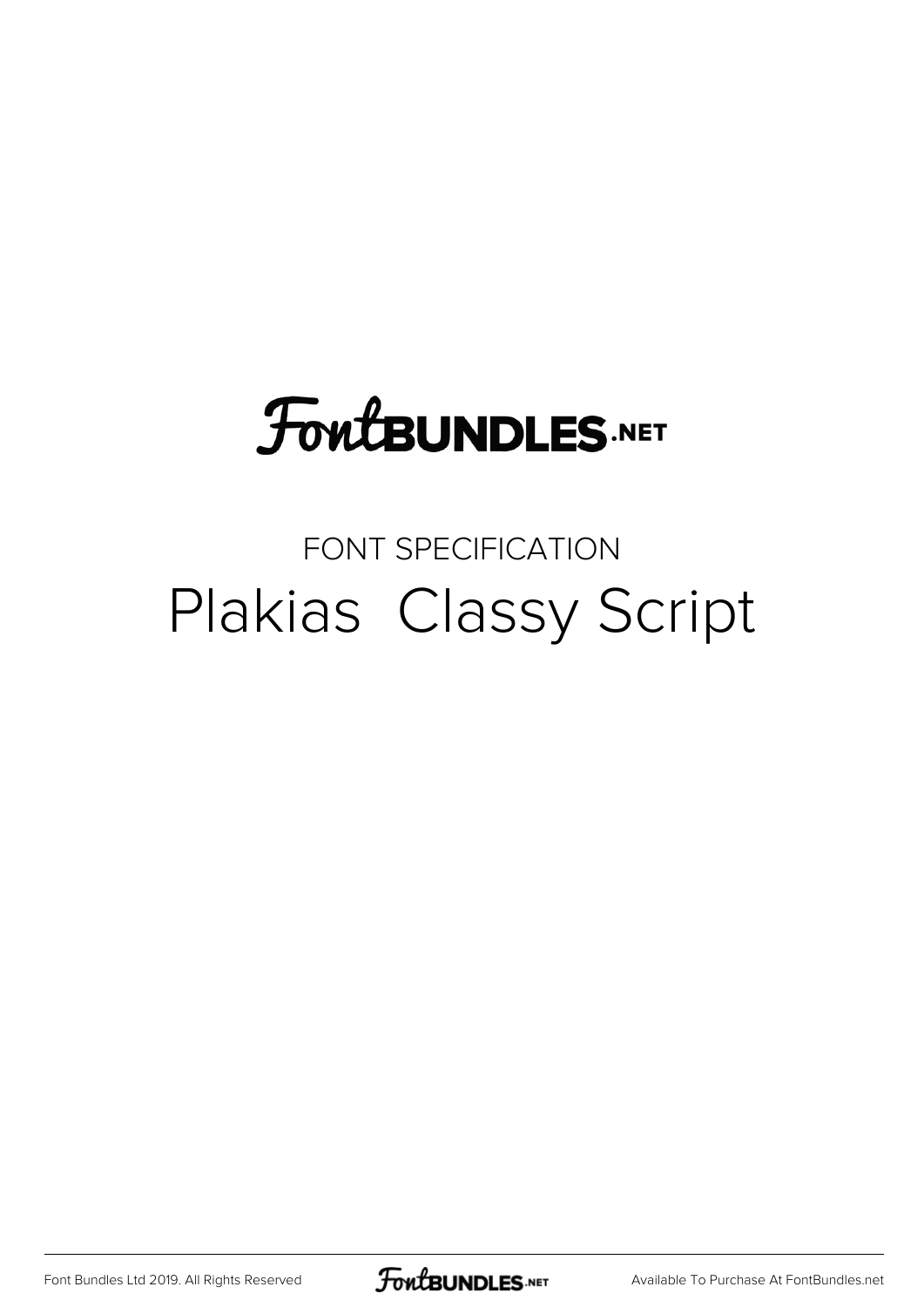# FontBUNDLES.NET

## FONT SPECIFICATION

# Plakias  Classy Script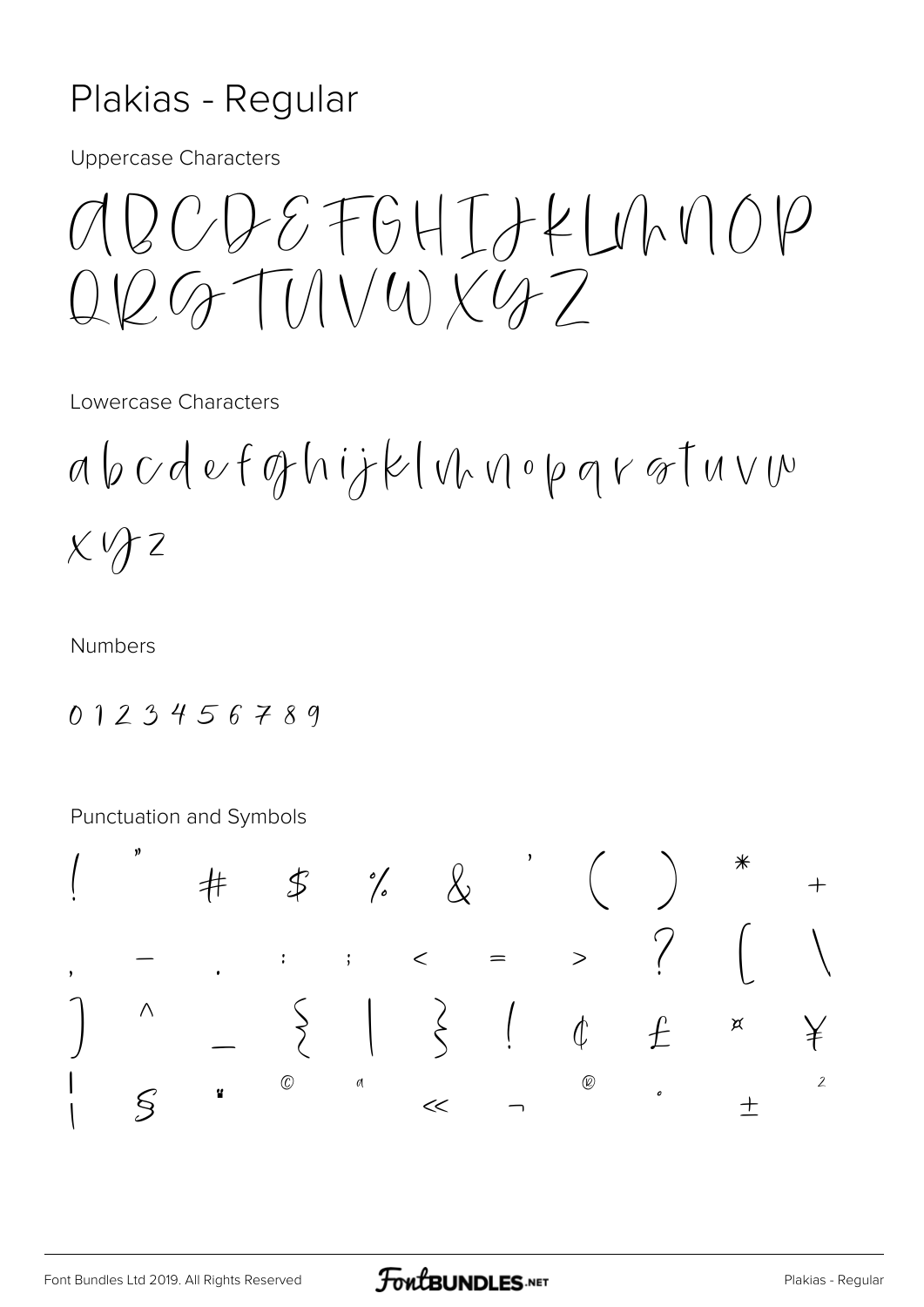# Plakias - Regular

Uppercase Characters

ABCDEFGHIJKLMNOP
QRSTUVWXYZ

Lowercase Characters

abcdefghijklmnopqrstuvw
xyz

Numbers

0 1 2 3 4 5 6 7 8 9

Punctuation and Symbols

! " # $ % & ' ( ) * +
, - . : ; < = > ? [ \
] ^ _ { | } ¡ ¢ £ ¤ ¥
¦ § ¨ © ª « ¬ ® ° ± ²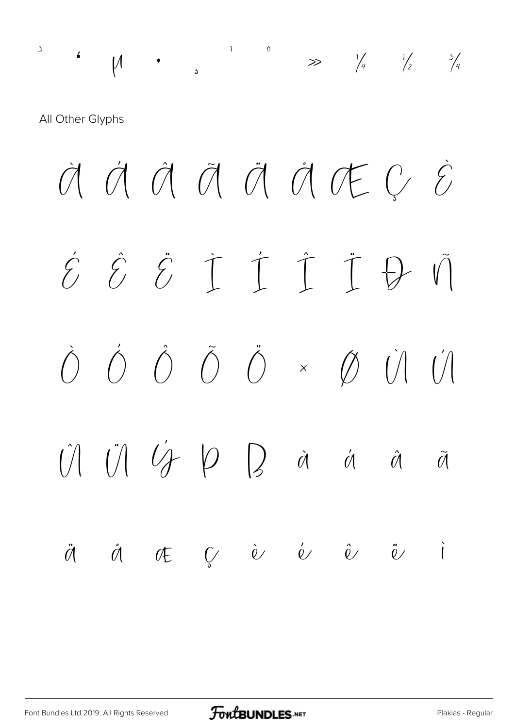³ ´ µ · ¸ ¹ º » ¼ ½ ¾

All Other Glyphs

À Á Â Ã Ä Å Æ Ç È

É Ê Ë Ì Í Î Ï Ð Ñ

Ò Ó Ô Õ Ö × Ø Ù Ú

Û Ü Ý Þ ß à á â ã

ä å æ ç è é ê ë ì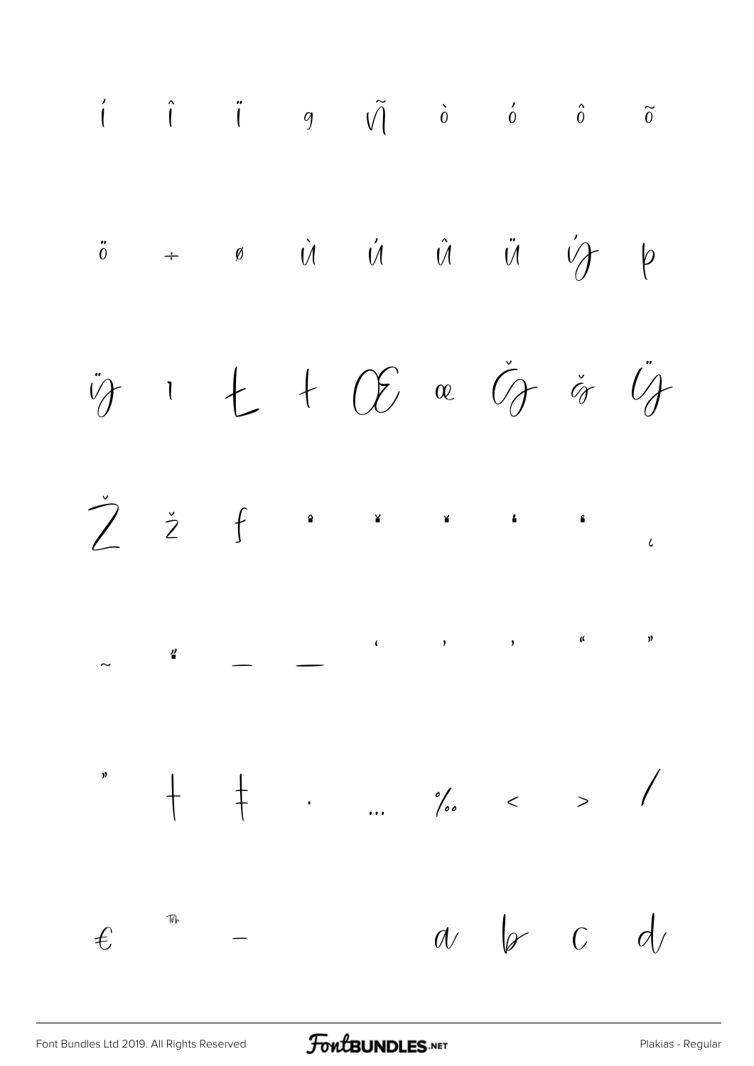í î ï ð ñ ò ó ô õ

ö ÷ ø ù ú û ü ý þ

ÿ ı Ł ł Œ œ Š š Ÿ

Ž ž ƒ ˆ ˇ ˘ ˙ ˚ ˛

˜ ˝ – — ' ' ‚ " "

„ † ‡ • … ‰ ‹ › ⁄

€ ™ −  a b c d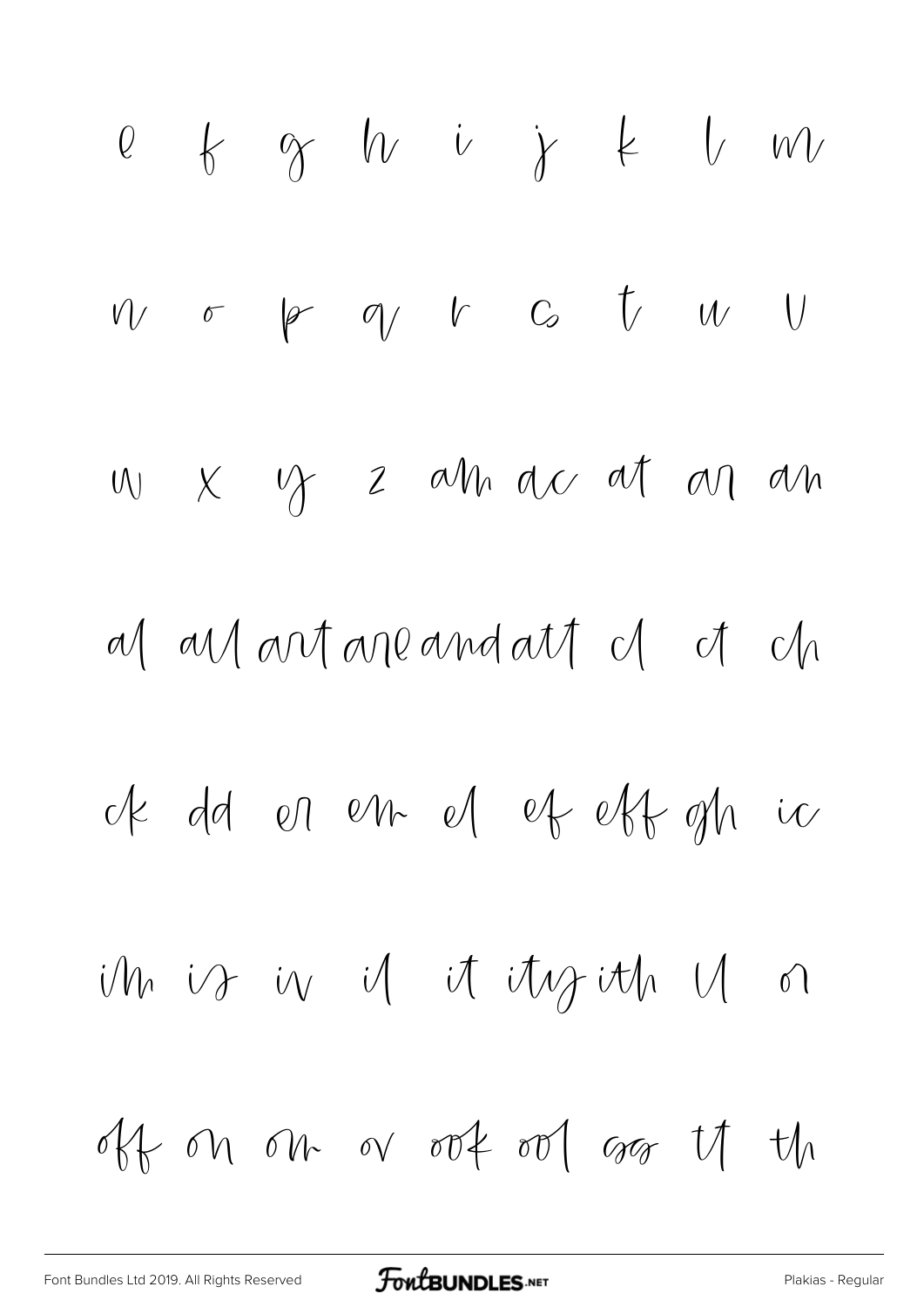e f g h i j k l m

n o p q r s t u v

w x y z am ac at ar an

al all art are and att cl ct ch

ck dd er em el ef eff gh ic

im is iv il it ity ith ll or

off on om ov ook ool ss tt th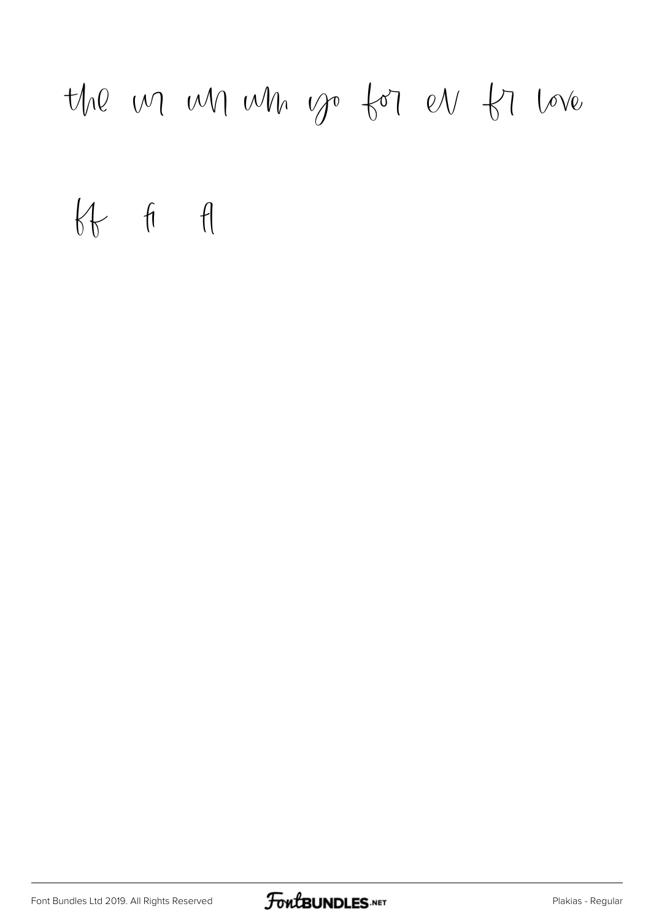the ur urn urn yo for er fr love

ff fi fl